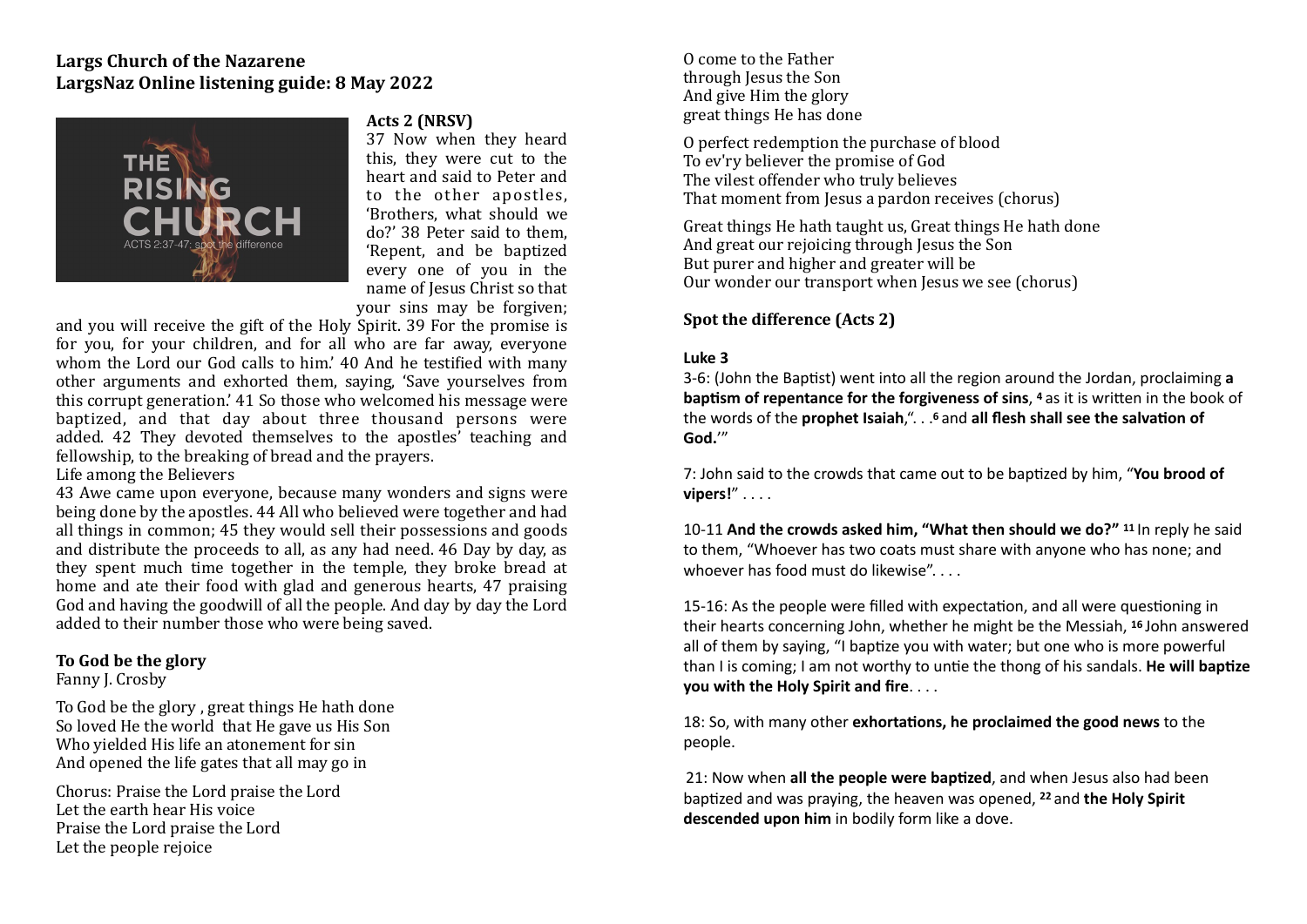**Largs Church of the Nazarene**
**LargsNaz Online listening guide: 8 May 2022**

**Acts 2 (NRSV)**

37 Now when they heard this, they were cut to the heart and said to Peter and to the other apostles, 'Brothers, what should we do?' 38 Peter said to them, 'Repent, and be baptized every one of you in the name of Jesus Christ so that your sins may be forgiven; and you will receive the gift of the Holy Spirit. 39 For the promise is for you, for your children, and for all who are far away, everyone whom the Lord our God calls to him.' 40 And he testified with many other arguments and exhorted them, saying, 'Save yourselves from this corrupt generation.' 41 So those who welcomed his message were baptized, and that day about three thousand persons were added. 42 They devoted themselves to the apostles' teaching and fellowship, to the breaking of bread and the prayers.

Life among the Believers

43 Awe came upon everyone, because many wonders and signs were being done by the apostles. 44 All who believed were together and had all things in common; 45 they would sell their possessions and goods and distribute the proceeds to all, as any had need. 46 Day by day, as they spent much time together in the temple, they broke bread at home and ate their food with glad and generous hearts, 47 praising God and having the goodwill of all the people. And day by day the Lord added to their number those who were being saved.

**To God be the glory**
Fanny J. Crosby

To God be the glory , great things He hath done
So loved He the world that He gave us His Son
Who yielded His life an atonement for sin
And opened the life gates that all may go in

Chorus: Praise the Lord praise the Lord
Let the earth hear His voice
Praise the Lord praise the Lord
Let the people rejoice
O come to the Father
through Jesus the Son
And give Him the glory
great things He has done

O perfect redemption the purchase of blood
To ev'ry believer the promise of God
The vilest offender who truly believes
That moment from Jesus a pardon receives (chorus)

Great things He hath taught us, Great things He hath done
And great our rejoicing through Jesus the Son
But purer and higher and greater will be
Our wonder our transport when Jesus we see (chorus)

**Spot the difference (Acts 2)**

**Luke 3**

3-6: (John the Baptist) went into all the region around the Jordan, proclaiming **a baptism of repentance for the forgiveness of sins**, [4] as it is written in the book of the words of the **prophet Isaiah**,". . .[6] and **all flesh shall see the salvation of God.**'"

7: John said to the crowds that came out to be baptized by him, "**You brood of vipers!**" . . . .

10-11 **And the crowds asked him, "What then should we do?"** [11] In reply he said to them, "Whoever has two coats must share with anyone who has none; and whoever has food must do likewise". . . .

15-16: As the people were filled with expectation, and all were questioning in their hearts concerning John, whether he might be the Messiah, [16] John answered all of them by saying, "I baptize you with water; but one who is more powerful than I is coming; I am not worthy to untie the thong of his sandals. **He will baptize you with the Holy Spirit and fire**. . . .

18: So, with many other **exhortations, he proclaimed the good news** to the people.

21: Now when **all the people were baptized**, and when Jesus also had been baptized and was praying, the heaven was opened, [22] and **the Holy Spirit descended upon him** in bodily form like a dove.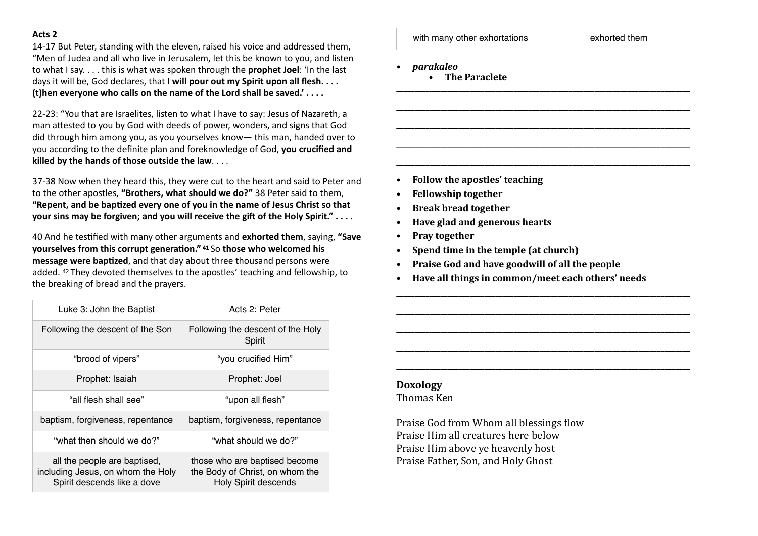**Acts 2**

14-17 But Peter, standing with the eleven, raised his voice and addressed them, "Men of Judea and all who live in Jerusalem, let this be known to you, and listen to what I say. . . . this is what was spoken through the **prophet Joel**: 'In the last days it will be, God declares, that **I will pour out my Spirit upon all flesh. . . . (t)hen everyone who calls on the name of the Lord shall be saved.' . . . .**

22-23: "You that are Israelites, listen to what I have to say: Jesus of Nazareth, a man attested to you by God with deeds of power, wonders, and signs that God did through him among you, as you yourselves know— this man, handed over to you according to the definite plan and foreknowledge of God, **you crucified and killed by the hands of those outside the law**. . . .

37-38 Now when they heard this, they were cut to the heart and said to Peter and to the other apostles, **"Brothers, what should we do?"** 38 Peter said to them, **"Repent, and be baptized every one of you in the name of Jesus Christ so that your sins may be forgiven; and you will receive the gift of the Holy Spirit." . . . .**

40 And he testified with many other arguments and **exhorted them**, saying, **"Save yourselves from this corrupt generation."** **41** So **those who welcomed his message were baptized**, and that day about three thousand persons were added. 42 They devoted themselves to the apostles' teaching and fellowship, to the breaking of bread and the prayers.

| Luke 3: John the Baptist | Acts 2: Peter |
|---|---|
| Following the descent of the Son | Following the descent of the Holy Spirit |
| "brood of vipers" | "you crucified Him" |
| Prophet: Isaiah | Prophet: Joel |
| "all flesh shall see" | "upon all flesh" |
| baptism, forgiveness, repentance | baptism, forgiveness, repentance |
| "what then should we do?" | "what should we do?" |
| all the people are baptised, including Jesus, on whom the Holy Spirit descends like a dove | those who are baptised become the Body of Christ, on whom the Holy Spirit descends |
| with many other exhortations | exhorted them |

- ***parakaleo***
  - **The Paraclete**

______________________________________________________________________

______________________________________________________________________

______________________________________________________________________

______________________________________________________________________

______________________________________________________________________

- **Follow the apostles' teaching**
- **Fellowship together**
- **Break bread together**
- **Have glad and generous hearts**
- **Pray together**
- **Spend time in the temple (at church)**
- **Praise God and have goodwill of all the people**
- **Have all things in common/meet each others' needs**

______________________________________________________________________

______________________________________________________________________

______________________________________________________________________

______________________________________________________________________

______________________________________________________________________

**Doxology**
Thomas Ken

Praise God from Whom all blessings flow
Praise Him all creatures here below
Praise Him above ye heavenly host
Praise Father, Son, and Holy Ghost